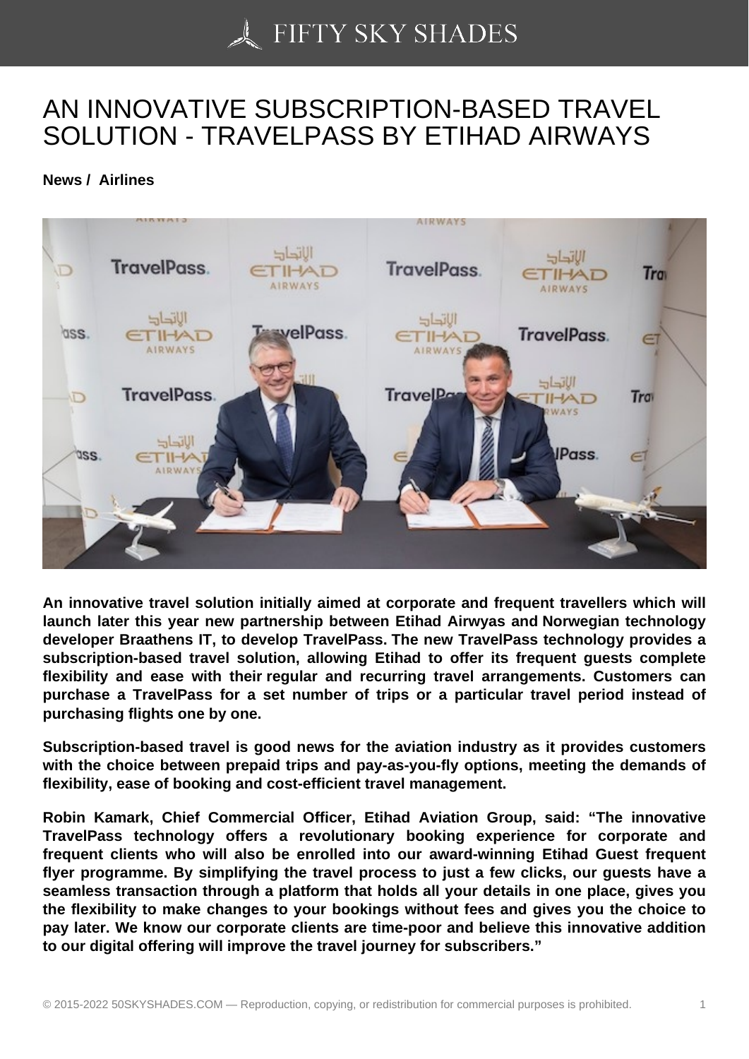# AN INNOVATIVE SUBSCRIPTION-BASED TRAVEL SOLUTION - TRAVELPASS BY ETIHAD AIRWAYS

**News / Airlines**

**An innovative travel solution initially aimed at corporate and frequent travellers which will launch later this year new partnership between Etihad Airwyas and Norwegian technology developer Braathens IT, to develop TravelPass. The new TravelPass technology provides a subscription-based travel solution, allowing Etihad to offer its frequent guests complete flexibility and ease with their regular and recurring travel arrangements. Customers can purchase a TravelPass for a set number of trips or a particular travel period instead of purchasing flights one by one.**

**Subscription-based travel is good news for the aviation industry as it provides customers with the choice between prepaid trips and pay-as-you-fly options, meeting the demands of flexibility, ease of booking and cost-efficient travel management.**

**Robin Kamark, Chief Commercial Officer, Etihad Aviation Group, said: "The innovative TravelPass technology offers a revolutionary booking experience for corporate and frequent clients who will also be enrolled into our award-winning Etihad Guest frequent flyer programme. By simplifying the travel process to just a few clicks, our guests have a seamless transaction through a platform that holds all your details in one place, gives you the flexibility to make changes to your bookings without fees and gives you the choice to pay later. We know our corporate clients are time-poor and believe this innovative addition to our digital offering will improve the travel journey for subscribers."**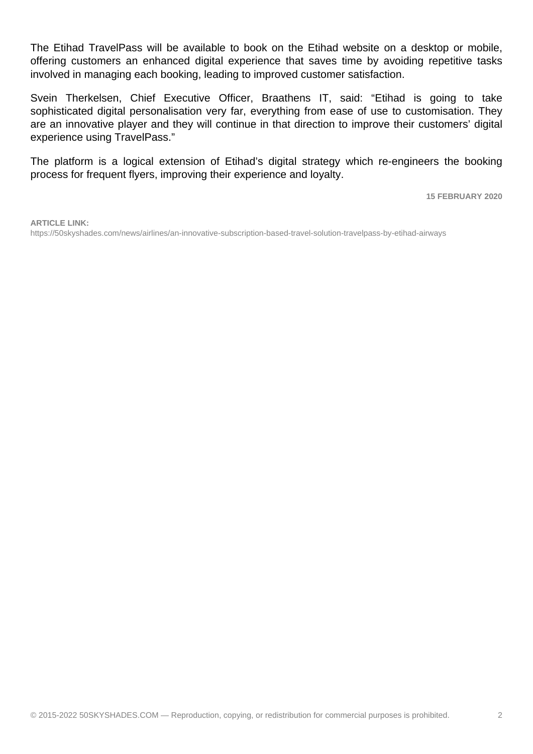The Etihad TravelPass will be available to book on the Etihad website on a desktop or mobile, offering customers an enhanced digital experience that saves time by avoiding repetitive tasks involved in managing each booking, leading to improved customer satisfaction.

Svein Therkelsen, Chief Executive Officer, Braathens IT, said: “Etihad is going to take sophisticated digital personalisation very far, everything from ease of use to customisation. They are an innovative player and they will continue in that direction to improve their customers’ digital experience using TravelPass.”

The platform is a logical extension of Etihad’s digital strategy which re-engineers the booking process for frequent flyers, improving their experience and loyalty.

**15 FEBRUARY 2020**

**ARTICLE LINK:**
https://50skyshades.com/news/airlines/an-innovative-subscription-based-travel-solution-travelpass-by-etihad-airways